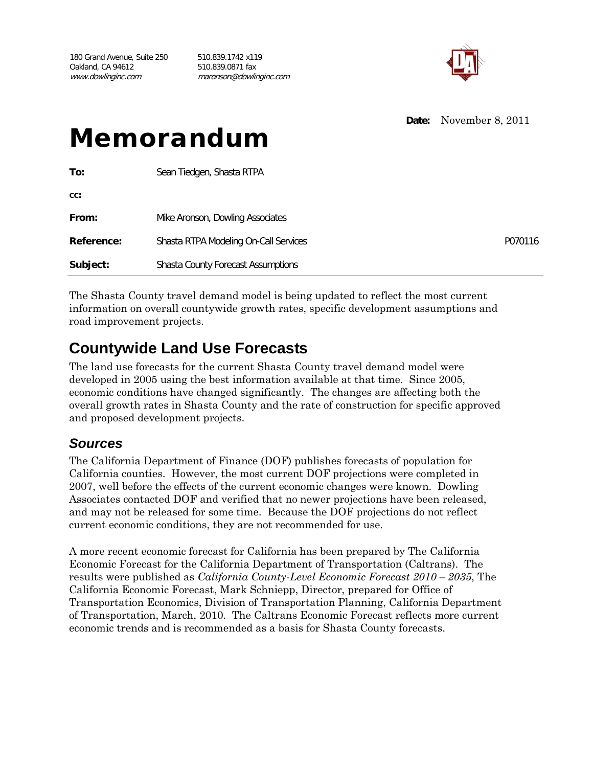180 Grand Avenue, Suite 250
Oakland, CA 94612
*www.dowlinginc.com*

510.839.1742 x119
510.839.0871 fax
*maronson@dowlinginc.com*

**Date:** November 8, 2011

# Memorandum

| | | |
|---|---|---|
| **To:** | Sean Tiedgen, Shasta RTPA | |
| **cc:** | | |
| **From:** | Mike Aronson, Dowling Associates | |
| **Reference:** | Shasta RTPA Modeling On-Call Services | P070116 |
| **Subject:** | Shasta County Forecast Assumptions | |

The Shasta County travel demand model is being updated to reflect the most current information on overall countywide growth rates, specific development assumptions and road improvement projects.

## Countywide Land Use Forecasts

The land use forecasts for the current Shasta County travel demand model were developed in 2005 using the best information available at that time. Since 2005, economic conditions have changed significantly. The changes are affecting both the overall growth rates in Shasta County and the rate of construction for specific approved and proposed development projects.

### *Sources*

The California Department of Finance (DOF) publishes forecasts of population for California counties. However, the most current DOF projections were completed in 2007, well before the effects of the current economic changes were known. Dowling Associates contacted DOF and verified that no newer projections have been released, and may not be released for some time. Because the DOF projections do not reflect current economic conditions, they are not recommended for use.

A more recent economic forecast for California has been prepared by The California Economic Forecast for the California Department of Transportation (Caltrans). The results were published as *California County-Level Economic Forecast 2010 – 2035*, The California Economic Forecast, Mark Schniepp, Director, prepared for Office of Transportation Economics, Division of Transportation Planning, California Department of Transportation, March, 2010. The Caltrans Economic Forecast reflects more current economic trends and is recommended as a basis for Shasta County forecasts.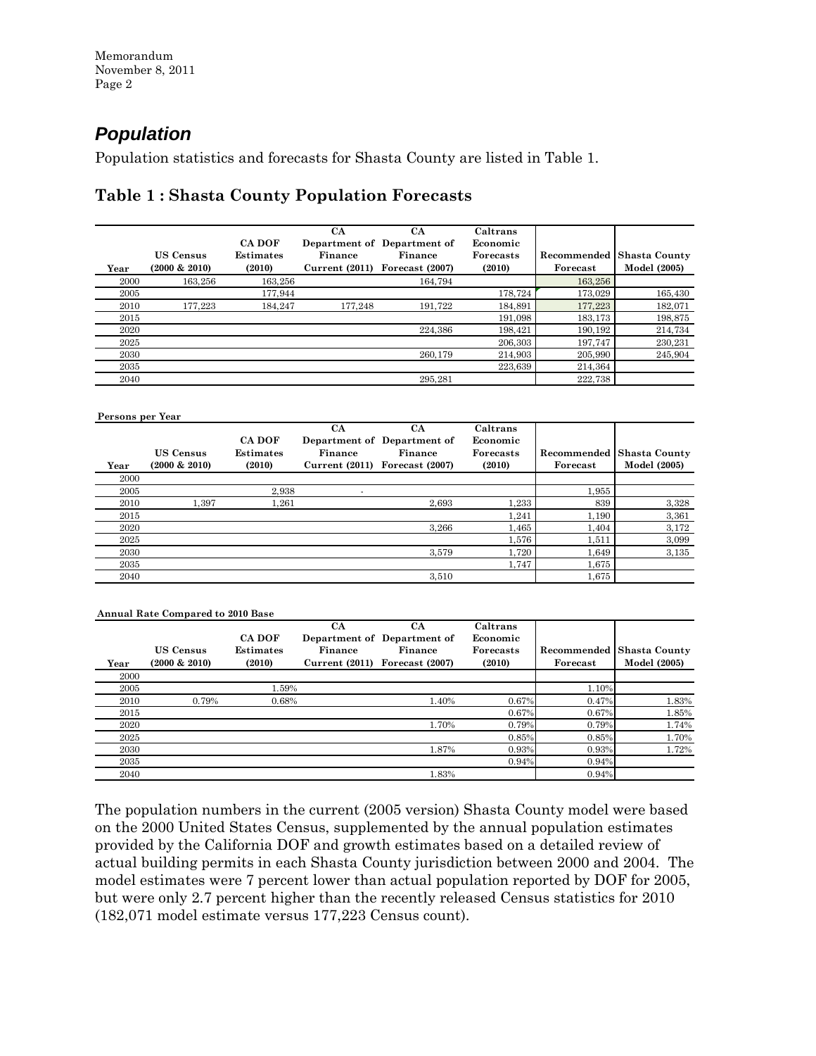## *Population*

Population statistics and forecasts for Shasta County are listed in Table 1.

### Table 1 : Shasta County Population Forecasts

| Year | US Census (2000 & 2010) | CA DOF Estimates (2010) | CA Department of Finance Current (2011) | CA Department of Finance Forecast (2007) | Caltrans Economic Forecasts (2010) | Recommended Forecast | Shasta County Model (2005) |
|---|---|---|---|---|---|---|---|
| 2000 | 163,256 | 163,256 | | 164,794 | | 163,256 | |
| 2005 | | 177,944 | | | 178,724 | 173,029 | 165,430 |
| 2010 | 177,223 | 184,247 | 177,248 | 191,722 | 184,891 | 177,223 | 182,071 |
| 2015 | | | | | 191,098 | 183,173 | 198,875 |
| 2020 | | | | 224,386 | 198,421 | 190,192 | 214,734 |
| 2025 | | | | | 206,303 | 197,747 | 230,231 |
| 2030 | | | | 260,179 | 214,903 | 205,990 | 245,904 |
| 2035 | | | | | 223,639 | 214,364 | |
| 2040 | | | | 295,281 | | 222,738 | |

**Persons per Year**

| Year | US Census (2000 & 2010) | CA DOF Estimates (2010) | CA Department of Finance Current (2011) | CA Department of Finance Forecast (2007) | Caltrans Economic Forecasts (2010) | Recommended Forecast | Shasta County Model (2005) |
|---|---|---|---|---|---|---|---|
| 2000 | | | | | | | |
| 2005 | | 2,938 | - | | | 1,955 | |
| 2010 | 1,397 | 1,261 | | 2,693 | 1,233 | 839 | 3,328 |
| 2015 | | | | | 1,241 | 1,190 | 3,361 |
| 2020 | | | | 3,266 | 1,465 | 1,404 | 3,172 |
| 2025 | | | | | 1,576 | 1,511 | 3,099 |
| 2030 | | | | 3,579 | 1,720 | 1,649 | 3,135 |
| 2035 | | | | | 1,747 | 1,675 | |
| 2040 | | | | 3,510 | | 1,675 | |

**Annual Rate Compared to 2010 Base**

| Year | US Census (2000 & 2010) | CA DOF Estimates (2010) | CA Department of Finance Current (2011) | CA Department of Finance Forecast (2007) | Caltrans Economic Forecasts (2010) | Recommended Forecast | Shasta County Model (2005) |
|---|---|---|---|---|---|---|---|
| 2000 | | | | | | | |
| 2005 | | 1.59% | | | | 1.10% | |
| 2010 | 0.79% | 0.68% | | 1.40% | 0.67% | 0.47% | 1.83% |
| 2015 | | | | | 0.67% | 0.67% | 1.85% |
| 2020 | | | | 1.70% | 0.79% | 0.79% | 1.74% |
| 2025 | | | | | 0.85% | 0.85% | 1.70% |
| 2030 | | | | 1.87% | 0.93% | 0.93% | 1.72% |
| 2035 | | | | | 0.94% | 0.94% | |
| 2040 | | | | 1.83% | | 0.94% | |

The population numbers in the current (2005 version) Shasta County model were based on the 2000 United States Census, supplemented by the annual population estimates provided by the California DOF and growth estimates based on a detailed review of actual building permits in each Shasta County jurisdiction between 2000 and 2004. The model estimates were 7 percent lower than actual population reported by DOF for 2005, but were only 2.7 percent higher than the recently released Census statistics for 2010 (182,071 model estimate versus 177,223 Census count).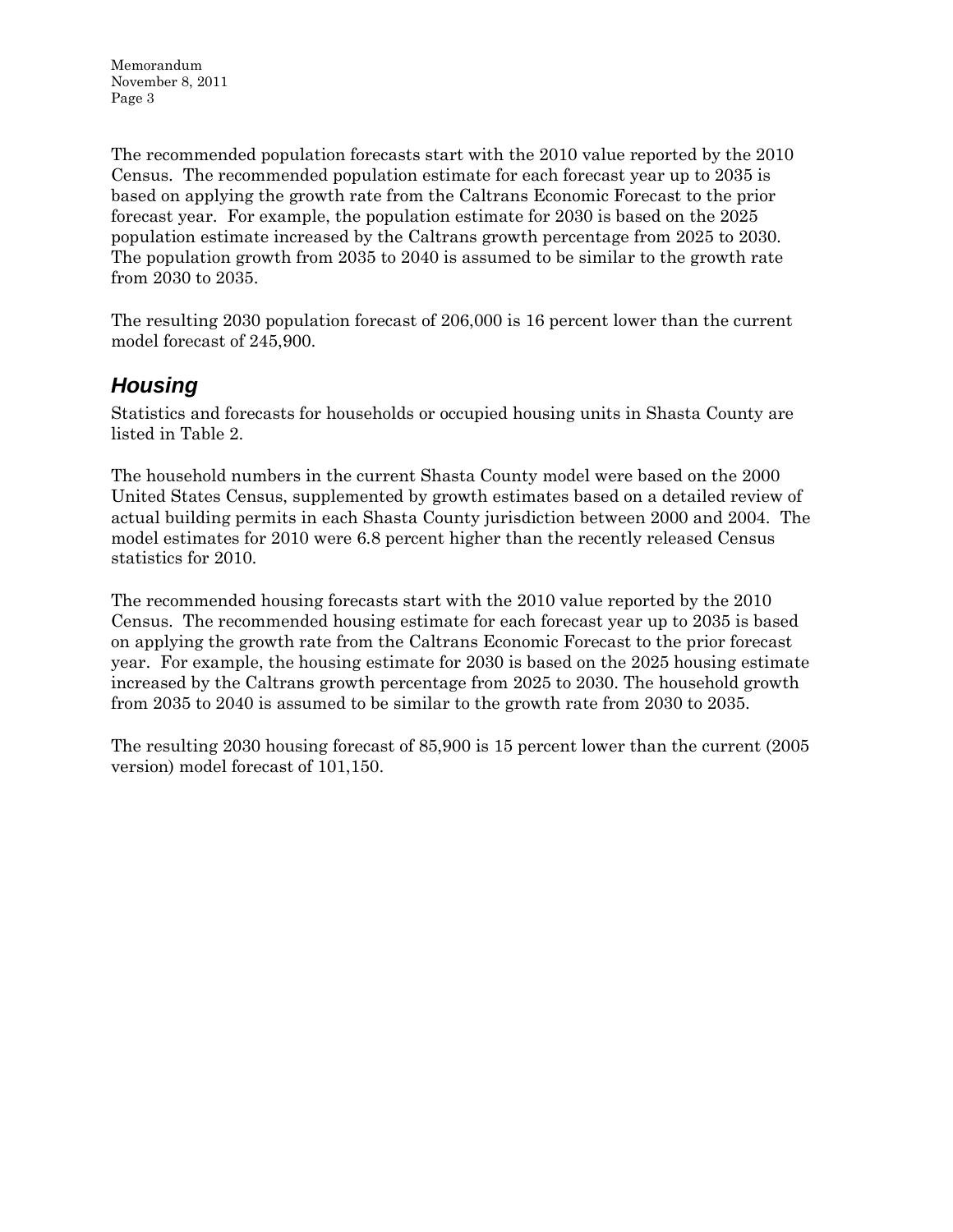The recommended population forecasts start with the 2010 value reported by the 2010 Census. The recommended population estimate for each forecast year up to 2035 is based on applying the growth rate from the Caltrans Economic Forecast to the prior forecast year. For example, the population estimate for 2030 is based on the 2025 population estimate increased by the Caltrans growth percentage from 2025 to 2030. The population growth from 2035 to 2040 is assumed to be similar to the growth rate from 2030 to 2035.

The resulting 2030 population forecast of 206,000 is 16 percent lower than the current model forecast of 245,900.

## *Housing*

Statistics and forecasts for households or occupied housing units in Shasta County are listed in Table 2.

The household numbers in the current Shasta County model were based on the 2000 United States Census, supplemented by growth estimates based on a detailed review of actual building permits in each Shasta County jurisdiction between 2000 and 2004. The model estimates for 2010 were 6.8 percent higher than the recently released Census statistics for 2010.

The recommended housing forecasts start with the 2010 value reported by the 2010 Census. The recommended housing estimate for each forecast year up to 2035 is based on applying the growth rate from the Caltrans Economic Forecast to the prior forecast year. For example, the housing estimate for 2030 is based on the 2025 housing estimate increased by the Caltrans growth percentage from 2025 to 2030. The household growth from 2035 to 2040 is assumed to be similar to the growth rate from 2030 to 2035.

The resulting 2030 housing forecast of 85,900 is 15 percent lower than the current (2005 version) model forecast of 101,150.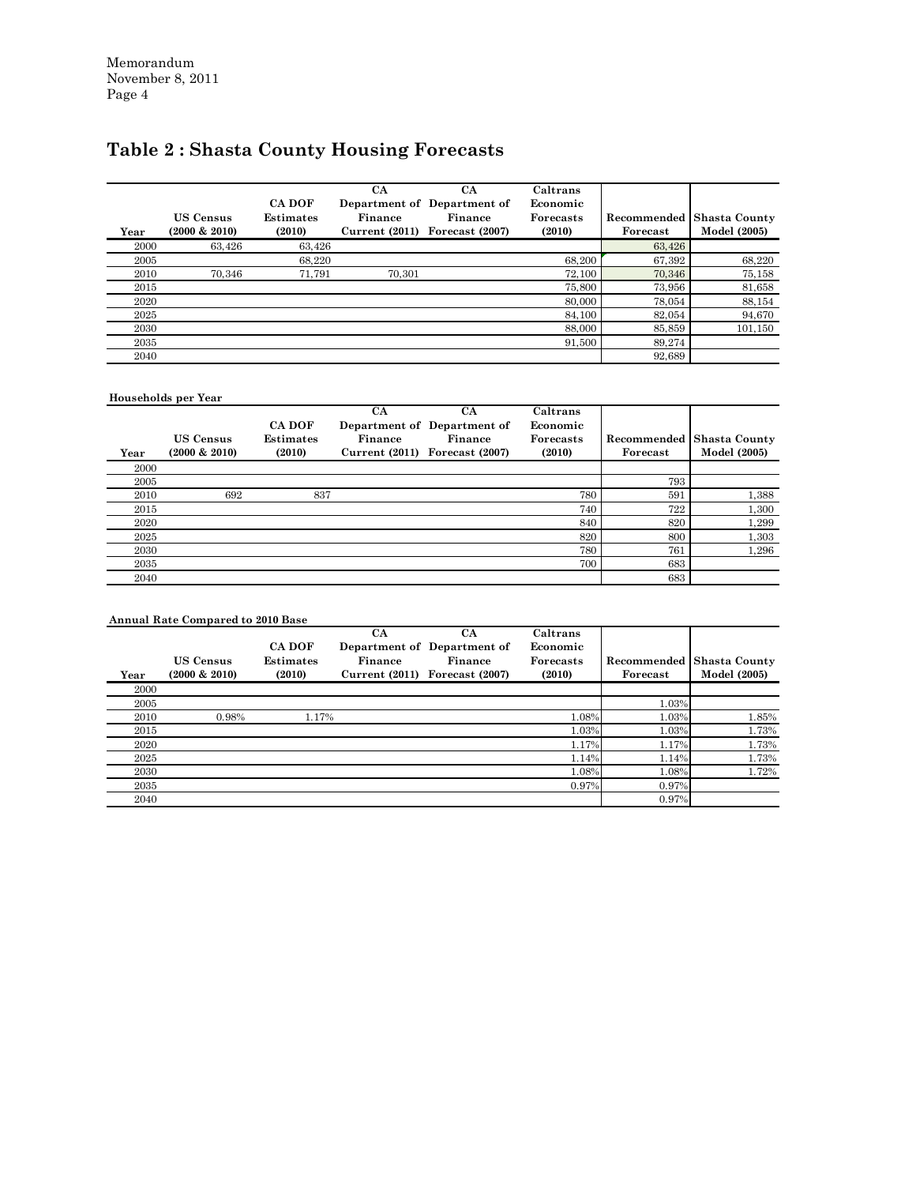Memorandum
November 8, 2011

# Table 2 : Shasta County Housing Forecasts

| Year | US Census (2000 & 2010) | CA DOF Estimates (2010) | CA Department of Finance Current (2011) | CA Department of Finance Forecast (2007) | Caltrans Economic Forecasts (2010) | Recommended Forecast | Shasta County Model (2005) |
|---|---|---|---|---|---|---|---|
| 2000 | 63,426 | 63,426 | | | | 63,426 | |
| 2005 | | 68,220 | | | 68,200 | 67,392 | 68,220 |
| 2010 | 70,346 | 71,791 | 70,301 | | 72,100 | 70,346 | 75,158 |
| 2015 | | | | | 75,800 | 73,956 | 81,658 |
| 2020 | | | | | 80,000 | 78,054 | 88,154 |
| 2025 | | | | | 84,100 | 82,054 | 94,670 |
| 2030 | | | | | 88,000 | 85,859 | 101,150 |
| 2035 | | | | | 91,500 | 89,274 | |
| 2040 | | | | | | 92,689 | |

**Households per Year**

| Year | US Census (2000 & 2010) | CA DOF Estimates (2010) | CA Department of Finance Current (2011) | CA Department of Finance Forecast (2007) | Caltrans Economic Forecasts (2010) | Recommended Forecast | Shasta County Model (2005) |
|---|---|---|---|---|---|---|---|
| 2000 | | | | | | | |
| 2005 | | | | | | 793 | |
| 2010 | 692 | 837 | | | 780 | 591 | 1,388 |
| 2015 | | | | | 740 | 722 | 1,300 |
| 2020 | | | | | 840 | 820 | 1,299 |
| 2025 | | | | | 820 | 800 | 1,303 |
| 2030 | | | | | 780 | 761 | 1,296 |
| 2035 | | | | | 700 | 683 | |
| 2040 | | | | | | 683 | |

**Annual Rate Compared to 2010 Base**

| Year | US Census (2000 & 2010) | CA DOF Estimates (2010) | CA Department of Finance Current (2011) | CA Department of Finance Forecast (2007) | Caltrans Economic Forecasts (2010) | Recommended Forecast | Shasta County Model (2005) |
|---|---|---|---|---|---|---|---|
| 2000 | | | | | | | |
| 2005 | | | | | | 1.03% | |
| 2010 | 0.98% | 1.17% | | | 1.08% | 1.03% | 1.85% |
| 2015 | | | | | 1.03% | 1.03% | 1.73% |
| 2020 | | | | | 1.17% | 1.17% | 1.73% |
| 2025 | | | | | 1.14% | 1.14% | 1.73% |
| 2030 | | | | | 1.08% | 1.08% | 1.72% |
| 2035 | | | | | 0.97% | 0.97% | |
| 2040 | | | | | | 0.97% | |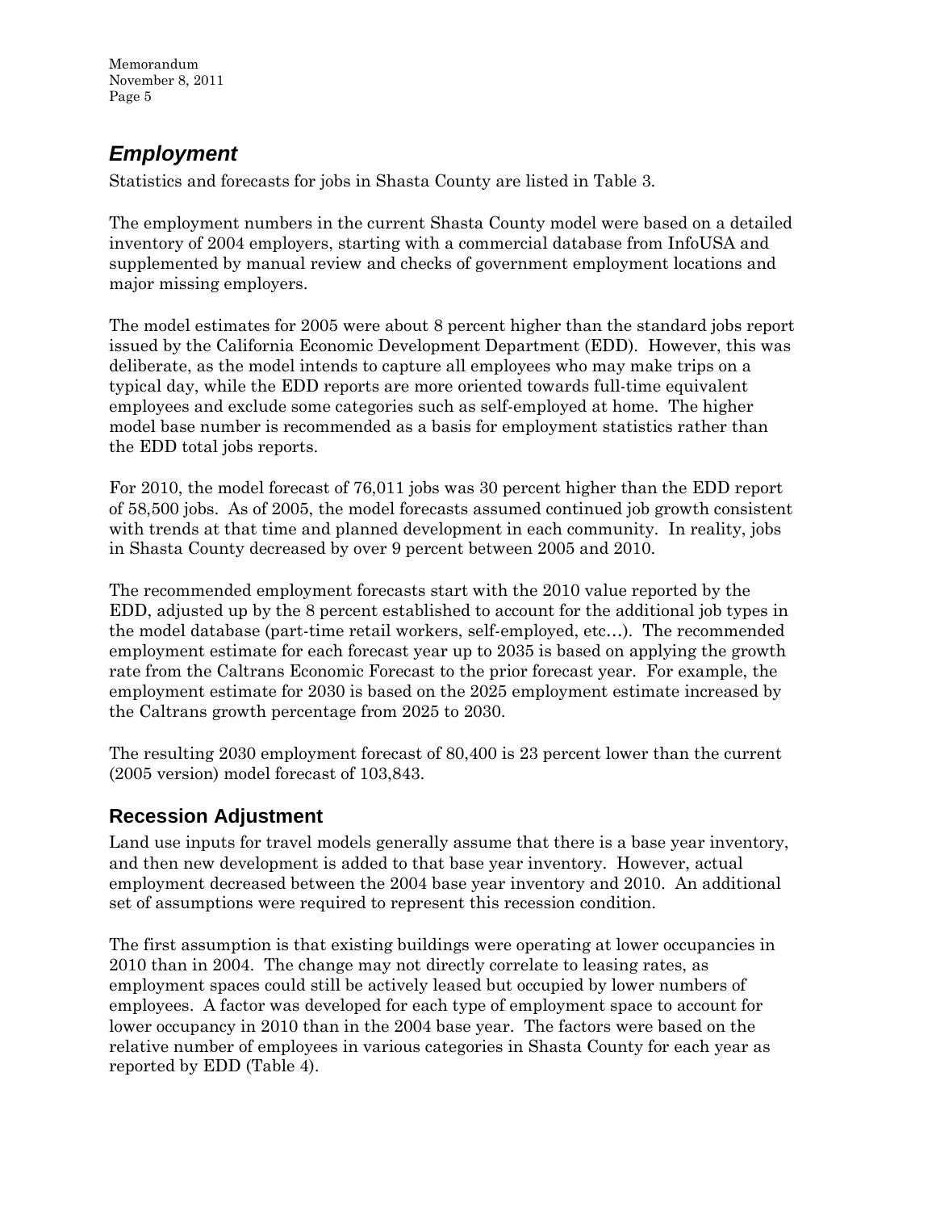## *Employment*

Statistics and forecasts for jobs in Shasta County are listed in Table 3.

The employment numbers in the current Shasta County model were based on a detailed inventory of 2004 employers, starting with a commercial database from InfoUSA and supplemented by manual review and checks of government employment locations and major missing employers.

The model estimates for 2005 were about 8 percent higher than the standard jobs report issued by the California Economic Development Department (EDD). However, this was deliberate, as the model intends to capture all employees who may make trips on a typical day, while the EDD reports are more oriented towards full-time equivalent employees and exclude some categories such as self-employed at home. The higher model base number is recommended as a basis for employment statistics rather than the EDD total jobs reports.

For 2010, the model forecast of 76,011 jobs was 30 percent higher than the EDD report of 58,500 jobs. As of 2005, the model forecasts assumed continued job growth consistent with trends at that time and planned development in each community. In reality, jobs in Shasta County decreased by over 9 percent between 2005 and 2010.

The recommended employment forecasts start with the 2010 value reported by the EDD, adjusted up by the 8 percent established to account for the additional job types in the model database (part-time retail workers, self-employed, etc…). The recommended employment estimate for each forecast year up to 2035 is based on applying the growth rate from the Caltrans Economic Forecast to the prior forecast year. For example, the employment estimate for 2030 is based on the 2025 employment estimate increased by the Caltrans growth percentage from 2025 to 2030.

The resulting 2030 employment forecast of 80,400 is 23 percent lower than the current (2005 version) model forecast of 103,843.

### Recession Adjustment

Land use inputs for travel models generally assume that there is a base year inventory, and then new development is added to that base year inventory. However, actual employment decreased between the 2004 base year inventory and 2010. An additional set of assumptions were required to represent this recession condition.

The first assumption is that existing buildings were operating at lower occupancies in 2010 than in 2004. The change may not directly correlate to leasing rates, as employment spaces could still be actively leased but occupied by lower numbers of employees. A factor was developed for each type of employment space to account for lower occupancy in 2010 than in the 2004 base year. The factors were based on the relative number of employees in various categories in Shasta County for each year as reported by EDD (Table 4).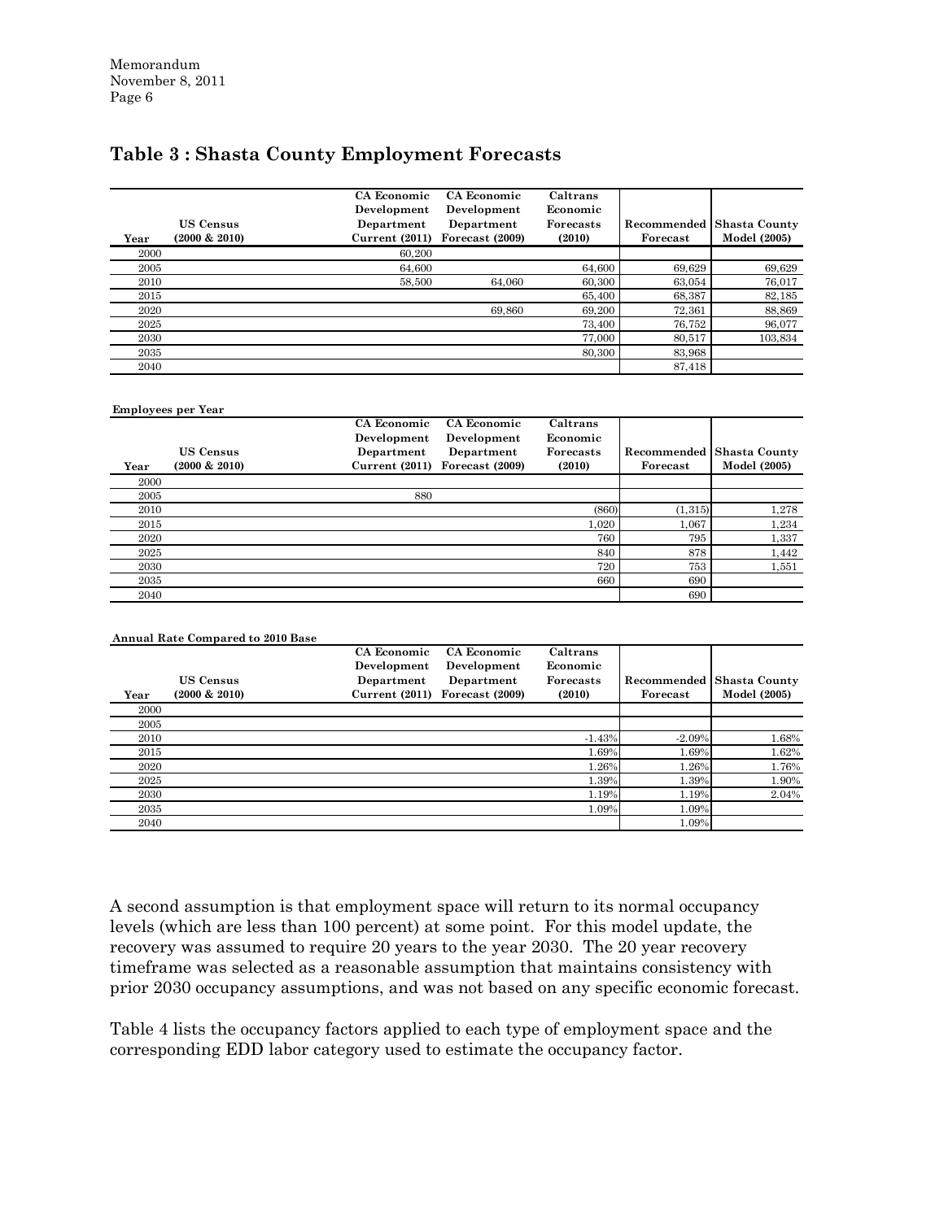## Table 3 : Shasta County Employment Forecasts

| Year | US Census (2000 & 2010) | CA Economic Development Department Current (2011) | CA Economic Development Department Forecast (2009) | Caltrans Economic Forecasts (2010) | Recommended Forecast | Shasta County Model (2005) |
|---|---|---|---|---|---|---|
| 2000 | | 60,200 | | | | |
| 2005 | | 64,600 | | 64,600 | 69,629 | 69,629 |
| 2010 | | 58,500 | 64,060 | 60,300 | 63,054 | 76,017 |
| 2015 | | | | 65,400 | 68,387 | 82,185 |
| 2020 | | | 69,860 | 69,200 | 72,361 | 88,869 |
| 2025 | | | | 73,400 | 76,752 | 96,077 |
| 2030 | | | | 77,000 | 80,517 | 103,834 |
| 2035 | | | | 80,300 | 83,968 | |
| 2040 | | | | | 87,418 | |

**Employees per Year**

| Year | US Census (2000 & 2010) | CA Economic Development Department Current (2011) | CA Economic Development Department Forecast (2009) | Caltrans Economic Forecasts (2010) | Recommended Forecast | Shasta County Model (2005) |
|---|---|---|---|---|---|---|
| 2000 | | | | | | |
| 2005 | | 880 | | | | |
| 2010 | | | | (860) | (1,315) | 1,278 |
| 2015 | | | | 1,020 | 1,067 | 1,234 |
| 2020 | | | | 760 | 795 | 1,337 |
| 2025 | | | | 840 | 878 | 1,442 |
| 2030 | | | | 720 | 753 | 1,551 |
| 2035 | | | | 660 | 690 | |
| 2040 | | | | | 690 | |

**Annual Rate Compared to 2010 Base**

| Year | US Census (2000 & 2010) | CA Economic Development Department Current (2011) | CA Economic Development Department Forecast (2009) | Caltrans Economic Forecasts (2010) | Recommended Forecast | Shasta County Model (2005) |
|---|---|---|---|---|---|---|
| 2000 | | | | | | |
| 2005 | | | | | | |
| 2010 | | | | -1.43% | -2.09% | 1.68% |
| 2015 | | | | 1.69% | 1.69% | 1.62% |
| 2020 | | | | 1.26% | 1.26% | 1.76% |
| 2025 | | | | 1.39% | 1.39% | 1.90% |
| 2030 | | | | 1.19% | 1.19% | 2.04% |
| 2035 | | | | 1.09% | 1.09% | |
| 2040 | | | | | 1.09% | |

A second assumption is that employment space will return to its normal occupancy levels (which are less than 100 percent) at some point. For this model update, the recovery was assumed to require 20 years to the year 2030. The 20 year recovery timeframe was selected as a reasonable assumption that maintains consistency with prior 2030 occupancy assumptions, and was not based on any specific economic forecast.

Table 4 lists the occupancy factors applied to each type of employment space and the corresponding EDD labor category used to estimate the occupancy factor.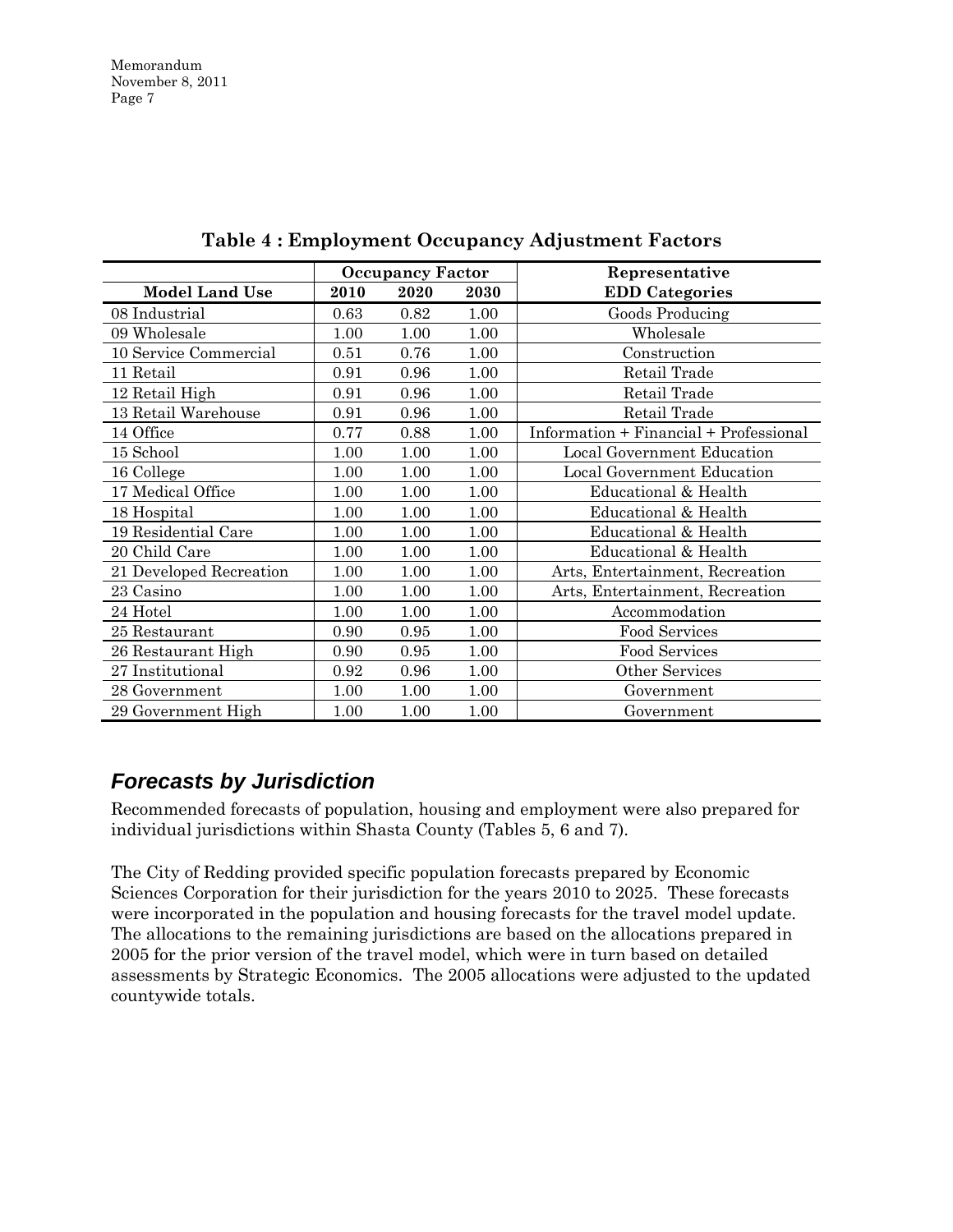**Table 4 : Employment Occupancy Adjustment Factors**

| Model Land Use | Occupancy Factor | | | Representative |
|---|---|---|---|---|
| | 2010 | 2020 | 2030 | EDD Categories |
| 08 Industrial | 0.63 | 0.82 | 1.00 | Goods Producing |
| 09 Wholesale | 1.00 | 1.00 | 1.00 | Wholesale |
| 10 Service Commercial | 0.51 | 0.76 | 1.00 | Construction |
| 11 Retail | 0.91 | 0.96 | 1.00 | Retail Trade |
| 12 Retail High | 0.91 | 0.96 | 1.00 | Retail Trade |
| 13 Retail Warehouse | 0.91 | 0.96 | 1.00 | Retail Trade |
| 14 Office | 0.77 | 0.88 | 1.00 | Information + Financial + Professional |
| 15 School | 1.00 | 1.00 | 1.00 | Local Government Education |
| 16 College | 1.00 | 1.00 | 1.00 | Local Government Education |
| 17 Medical Office | 1.00 | 1.00 | 1.00 | Educational & Health |
| 18 Hospital | 1.00 | 1.00 | 1.00 | Educational & Health |
| 19 Residential Care | 1.00 | 1.00 | 1.00 | Educational & Health |
| 20 Child Care | 1.00 | 1.00 | 1.00 | Educational & Health |
| 21 Developed Recreation | 1.00 | 1.00 | 1.00 | Arts, Entertainment, Recreation |
| 23 Casino | 1.00 | 1.00 | 1.00 | Arts, Entertainment, Recreation |
| 24 Hotel | 1.00 | 1.00 | 1.00 | Accommodation |
| 25 Restaurant | 0.90 | 0.95 | 1.00 | Food Services |
| 26 Restaurant High | 0.90 | 0.95 | 1.00 | Food Services |
| 27 Institutional | 0.92 | 0.96 | 1.00 | Other Services |
| 28 Government | 1.00 | 1.00 | 1.00 | Government |
| 29 Government High | 1.00 | 1.00 | 1.00 | Government |

## *Forecasts by Jurisdiction*

Recommended forecasts of population, housing and employment were also prepared for individual jurisdictions within Shasta County (Tables 5, 6 and 7).

The City of Redding provided specific population forecasts prepared by Economic Sciences Corporation for their jurisdiction for the years 2010 to 2025. These forecasts were incorporated in the population and housing forecasts for the travel model update. The allocations to the remaining jurisdictions are based on the allocations prepared in 2005 for the prior version of the travel model, which were in turn based on detailed assessments by Strategic Economics. The 2005 allocations were adjusted to the updated countywide totals.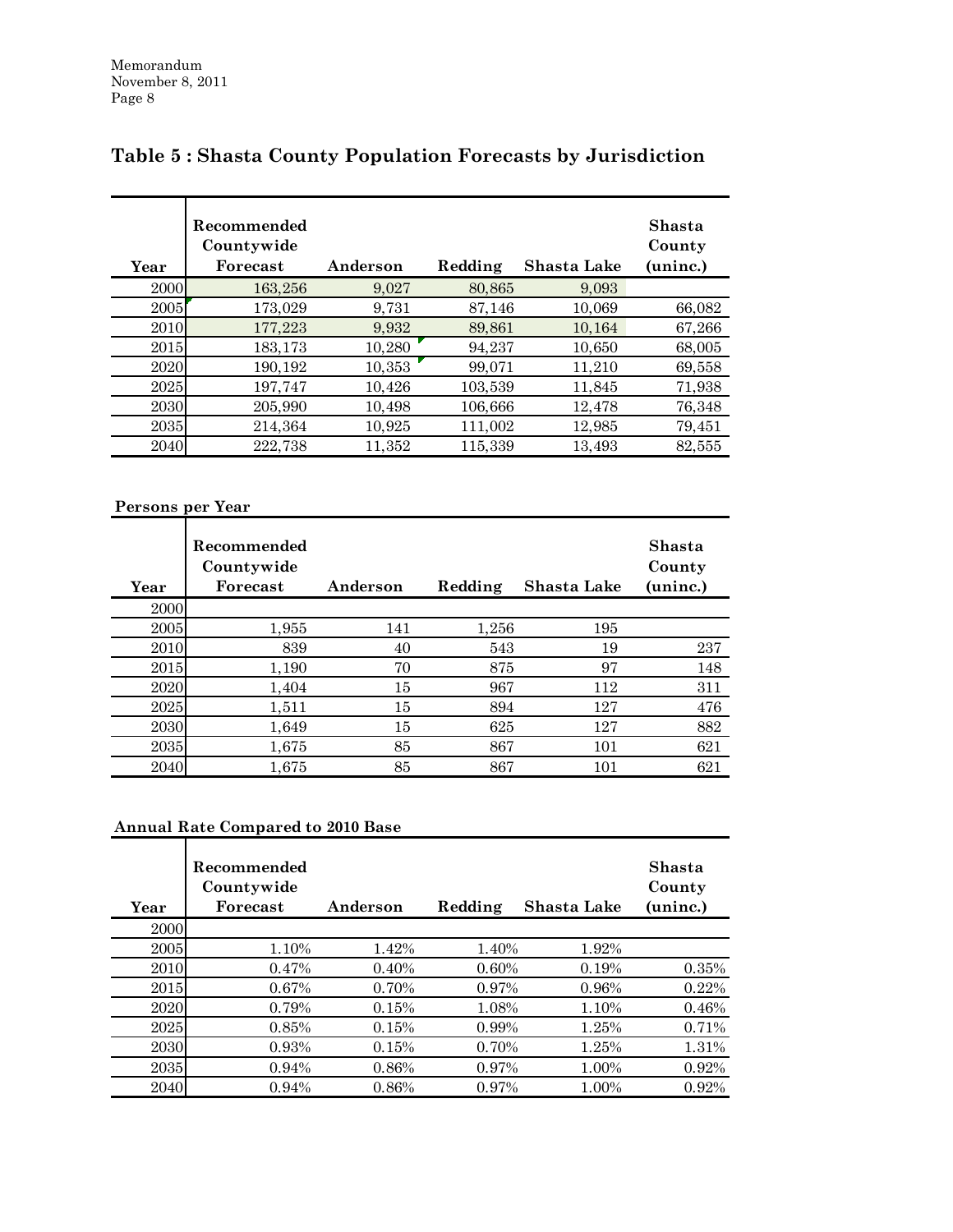## Table 5 : Shasta County Population Forecasts by Jurisdiction

| Year | Recommended Countywide Forecast | Anderson | Redding | Shasta Lake | Shasta County (uninc.) |
|---|---|---|---|---|---|
| 2000 | 163,256 | 9,027 | 80,865 | 9,093 | |
| 2005 | 173,029 | 9,731 | 87,146 | 10,069 | 66,082 |
| 2010 | 177,223 | 9,932 | 89,861 | 10,164 | 67,266 |
| 2015 | 183,173 | 10,280 | 94,237 | 10,650 | 68,005 |
| 2020 | 190,192 | 10,353 | 99,071 | 11,210 | 69,558 |
| 2025 | 197,747 | 10,426 | 103,539 | 11,845 | 71,938 |
| 2030 | 205,990 | 10,498 | 106,666 | 12,478 | 76,348 |
| 2035 | 214,364 | 10,925 | 111,002 | 12,985 | 79,451 |
| 2040 | 222,738 | 11,352 | 115,339 | 13,493 | 82,555 |

**Persons per Year**

| Year | Recommended Countywide Forecast | Anderson | Redding | Shasta Lake | Shasta County (uninc.) |
|---|---|---|---|---|---|
| 2000 | | | | | |
| 2005 | 1,955 | 141 | 1,256 | 195 | |
| 2010 | 839 | 40 | 543 | 19 | 237 |
| 2015 | 1,190 | 70 | 875 | 97 | 148 |
| 2020 | 1,404 | 15 | 967 | 112 | 311 |
| 2025 | 1,511 | 15 | 894 | 127 | 476 |
| 2030 | 1,649 | 15 | 625 | 127 | 882 |
| 2035 | 1,675 | 85 | 867 | 101 | 621 |
| 2040 | 1,675 | 85 | 867 | 101 | 621 |

**Annual Rate Compared to 2010 Base**

| Year | Recommended Countywide Forecast | Anderson | Redding | Shasta Lake | Shasta County (uninc.) |
|---|---|---|---|---|---|
| 2000 | | | | | |
| 2005 | 1.10% | 1.42% | 1.40% | 1.92% | |
| 2010 | 0.47% | 0.40% | 0.60% | 0.19% | 0.35% |
| 2015 | 0.67% | 0.70% | 0.97% | 0.96% | 0.22% |
| 2020 | 0.79% | 0.15% | 1.08% | 1.10% | 0.46% |
| 2025 | 0.85% | 0.15% | 0.99% | 1.25% | 0.71% |
| 2030 | 0.93% | 0.15% | 0.70% | 1.25% | 1.31% |
| 2035 | 0.94% | 0.86% | 0.97% | 1.00% | 0.92% |
| 2040 | 0.94% | 0.86% | 0.97% | 1.00% | 0.92% |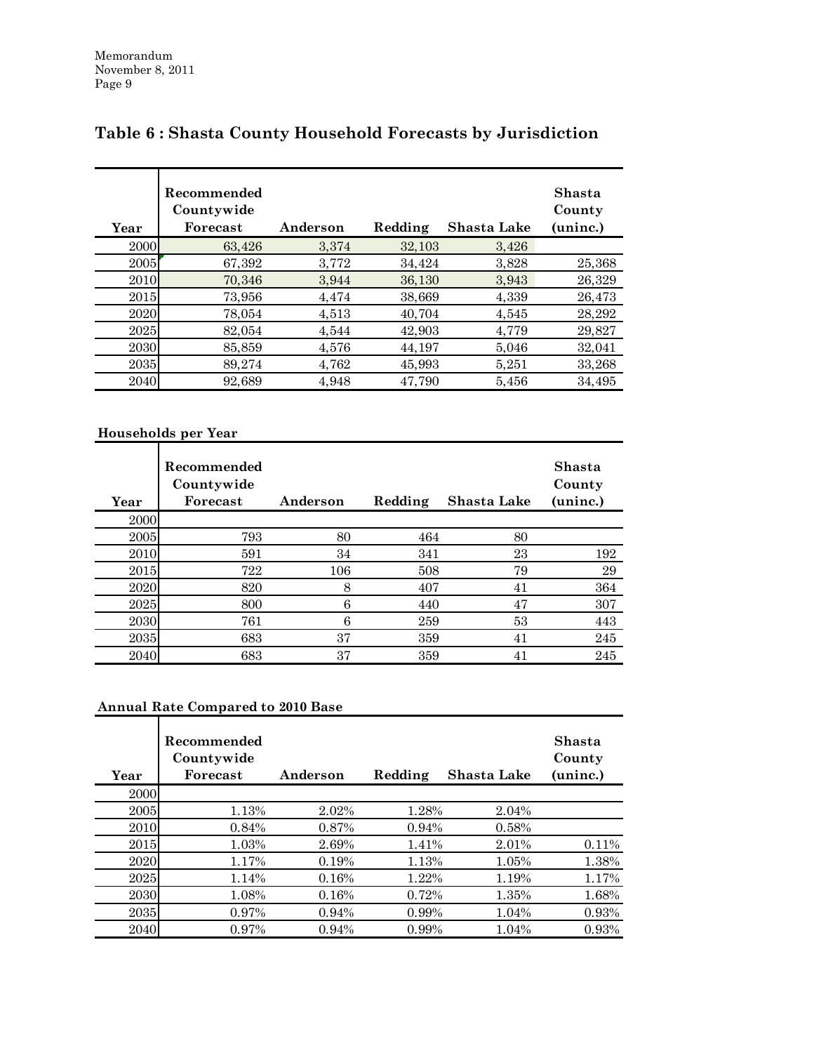## Table 6 : Shasta County Household Forecasts by Jurisdiction

| Year | Recommended Countywide Forecast | Anderson | Redding | Shasta Lake | Shasta County (uninc.) |
|---|---|---|---|---|---|
| 2000 | 63,426 | 3,374 | 32,103 | 3,426 | |
| 2005 | 67,392 | 3,772 | 34,424 | 3,828 | 25,368 |
| 2010 | 70,346 | 3,944 | 36,130 | 3,943 | 26,329 |
| 2015 | 73,956 | 4,474 | 38,669 | 4,339 | 26,473 |
| 2020 | 78,054 | 4,513 | 40,704 | 4,545 | 28,292 |
| 2025 | 82,054 | 4,544 | 42,903 | 4,779 | 29,827 |
| 2030 | 85,859 | 4,576 | 44,197 | 5,046 | 32,041 |
| 2035 | 89,274 | 4,762 | 45,993 | 5,251 | 33,268 |
| 2040 | 92,689 | 4,948 | 47,790 | 5,456 | 34,495 |

**Households per Year**

| Year | Recommended Countywide Forecast | Anderson | Redding | Shasta Lake | Shasta County (uninc.) |
|---|---|---|---|---|---|
| 2000 | | | | | |
| 2005 | 793 | 80 | 464 | 80 | |
| 2010 | 591 | 34 | 341 | 23 | 192 |
| 2015 | 722 | 106 | 508 | 79 | 29 |
| 2020 | 820 | 8 | 407 | 41 | 364 |
| 2025 | 800 | 6 | 440 | 47 | 307 |
| 2030 | 761 | 6 | 259 | 53 | 443 |
| 2035 | 683 | 37 | 359 | 41 | 245 |
| 2040 | 683 | 37 | 359 | 41 | 245 |

**Annual Rate Compared to 2010 Base**

| Year | Recommended Countywide Forecast | Anderson | Redding | Shasta Lake | Shasta County (uninc.) |
|---|---|---|---|---|---|
| 2000 | | | | | |
| 2005 | 1.13% | 2.02% | 1.28% | 2.04% | |
| 2010 | 0.84% | 0.87% | 0.94% | 0.58% | |
| 2015 | 1.03% | 2.69% | 1.41% | 2.01% | 0.11% |
| 2020 | 1.17% | 0.19% | 1.13% | 1.05% | 1.38% |
| 2025 | 1.14% | 0.16% | 1.22% | 1.19% | 1.17% |
| 2030 | 1.08% | 0.16% | 0.72% | 1.35% | 1.68% |
| 2035 | 0.97% | 0.94% | 0.99% | 1.04% | 0.93% |
| 2040 | 0.97% | 0.94% | 0.99% | 1.04% | 0.93% |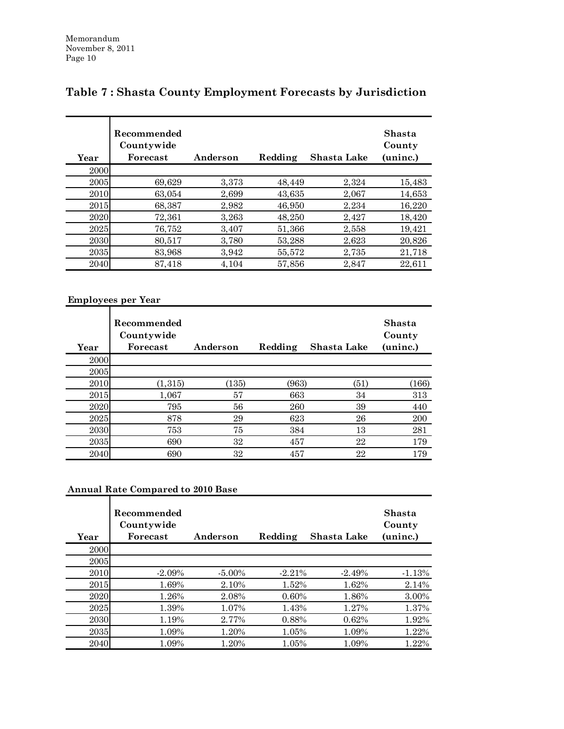## Table 7 : Shasta County Employment Forecasts by Jurisdiction

| Year | Recommended Countywide Forecast | Anderson | Redding | Shasta Lake | Shasta County (uninc.) |
|---|---|---|---|---|---|
| 2000 | | | | | |
| 2005 | 69,629 | 3,373 | 48,449 | 2,324 | 15,483 |
| 2010 | 63,054 | 2,699 | 43,635 | 2,067 | 14,653 |
| 2015 | 68,387 | 2,982 | 46,950 | 2,234 | 16,220 |
| 2020 | 72,361 | 3,263 | 48,250 | 2,427 | 18,420 |
| 2025 | 76,752 | 3,407 | 51,366 | 2,558 | 19,421 |
| 2030 | 80,517 | 3,780 | 53,288 | 2,623 | 20,826 |
| 2035 | 83,968 | 3,942 | 55,572 | 2,735 | 21,718 |
| 2040 | 87,418 | 4,104 | 57,856 | 2,847 | 22,611 |

**Employees per Year**

| Year | Recommended Countywide Forecast | Anderson | Redding | Shasta Lake | Shasta County (uninc.) |
|---|---|---|---|---|---|
| 2000 | | | | | |
| 2005 | | | | | |
| 2010 | (1,315) | (135) | (963) | (51) | (166) |
| 2015 | 1,067 | 57 | 663 | 34 | 313 |
| 2020 | 795 | 56 | 260 | 39 | 440 |
| 2025 | 878 | 29 | 623 | 26 | 200 |
| 2030 | 753 | 75 | 384 | 13 | 281 |
| 2035 | 690 | 32 | 457 | 22 | 179 |
| 2040 | 690 | 32 | 457 | 22 | 179 |

**Annual Rate Compared to 2010 Base**

| Year | Recommended Countywide Forecast | Anderson | Redding | Shasta Lake | Shasta County (uninc.) |
|---|---|---|---|---|---|
| 2000 | | | | | |
| 2005 | | | | | |
| 2010 | -2.09% | -5.00% | -2.21% | -2.49% | -1.13% |
| 2015 | 1.69% | 2.10% | 1.52% | 1.62% | 2.14% |
| 2020 | 1.26% | 2.08% | 0.60% | 1.86% | 3.00% |
| 2025 | 1.39% | 1.07% | 1.43% | 1.27% | 1.37% |
| 2030 | 1.19% | 2.77% | 0.88% | 0.62% | 1.92% |
| 2035 | 1.09% | 1.20% | 1.05% | 1.09% | 1.22% |
| 2040 | 1.09% | 1.20% | 1.05% | 1.09% | 1.22% |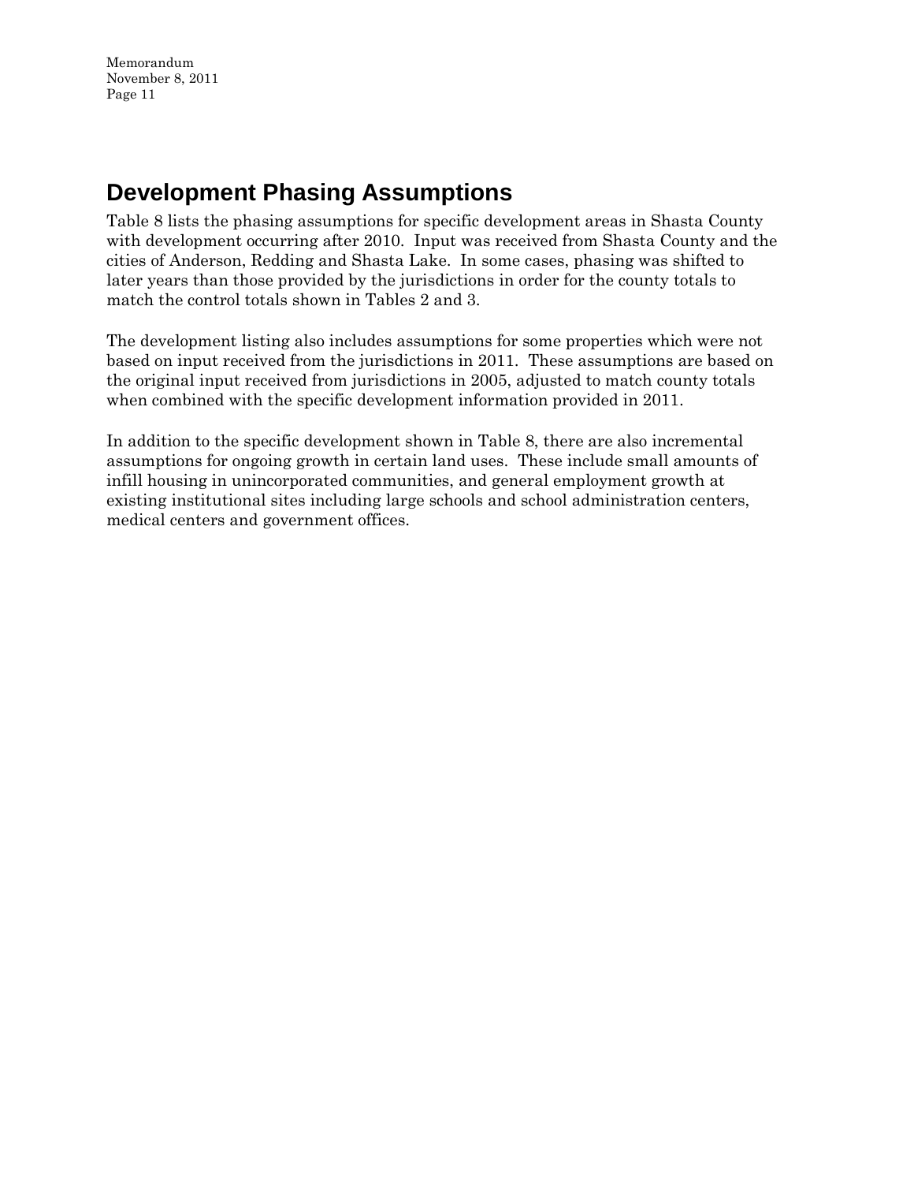## Development Phasing Assumptions

Table 8 lists the phasing assumptions for specific development areas in Shasta County with development occurring after 2010. Input was received from Shasta County and the cities of Anderson, Redding and Shasta Lake. In some cases, phasing was shifted to later years than those provided by the jurisdictions in order for the county totals to match the control totals shown in Tables 2 and 3.

The development listing also includes assumptions for some properties which were not based on input received from the jurisdictions in 2011. These assumptions are based on the original input received from jurisdictions in 2005, adjusted to match county totals when combined with the specific development information provided in 2011.

In addition to the specific development shown in Table 8, there are also incremental assumptions for ongoing growth in certain land uses. These include small amounts of infill housing in unincorporated communities, and general employment growth at existing institutional sites including large schools and school administration centers, medical centers and government offices.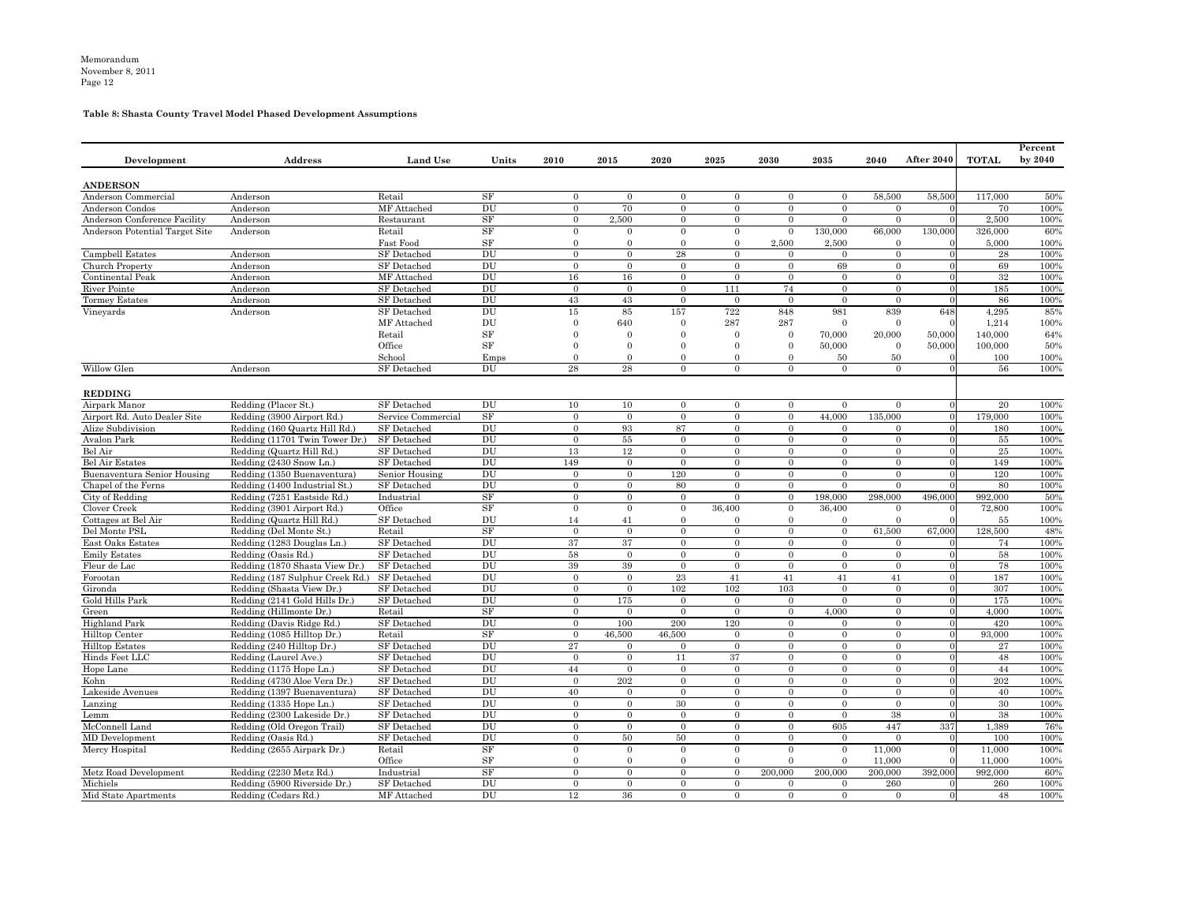**Table 8: Shasta County Travel Model Phased Development Assumptions**

| Development | Address | Land Use | Units | 2010 | 2015 | 2020 | 2025 | 2030 | 2035 | 2040 | After 2040 | TOTAL | Percent by 2040 |
|---|---|---|---|---|---|---|---|---|---|---|---|---|---|
| **ANDERSON** | | | | | | | | | | | | | |
| Anderson Commercial | Anderson | Retail | SF | 0 | 0 | 0 | 0 | 0 | 0 | 58,500 | 58,500 | 117,000 | 50% |
| Anderson Condos | Anderson | MF Attached | DU | 0 | 70 | 0 | 0 | 0 | 0 | 0 | 0 | 70 | 100% |
| Anderson Conference Facility | Anderson | Restaurant | SF | 0 | 2,500 | 0 | 0 | 0 | 0 | 0 | 0 | 2,500 | 100% |
| Anderson Potential Target Site | Anderson | Retail | SF | 0 | 0 | 0 | 0 | 0 | 130,000 | 66,000 | 130,000 | 326,000 | 60% |
| | | Fast Food | SF | 0 | 0 | 0 | 0 | 2,500 | 2,500 | 0 | 0 | 5,000 | 100% |
| Campbell Estates | Anderson | SF Detached | DU | 0 | 0 | 28 | 0 | 0 | 0 | 0 | 0 | 28 | 100% |
| Church Property | Anderson | SF Detached | DU | 0 | 0 | 0 | 0 | 0 | 69 | 0 | 0 | 69 | 100% |
| Continental Peak | Anderson | MF Attached | DU | 16 | 16 | 0 | 0 | 0 | 0 | 0 | 0 | 32 | 100% |
| River Pointe | Anderson | SF Detached | DU | 0 | 0 | 0 | 111 | 74 | 0 | 0 | 0 | 185 | 100% |
| Tormey Estates | Anderson | SF Detached | DU | 43 | 43 | 0 | 0 | 0 | 0 | 0 | 0 | 86 | 100% |
| Vineyards | Anderson | SF Detached | DU | 15 | 85 | 157 | 722 | 848 | 981 | 839 | 648 | 4,295 | 85% |
| | | MF Attached | DU | 0 | 640 | 0 | 287 | 287 | 0 | 0 | 0 | 1,214 | 100% |
| | | Retail | SF | 0 | 0 | 0 | 0 | 0 | 70,000 | 20,000 | 50,000 | 140,000 | 64% |
| | | Office | SF | 0 | 0 | 0 | 0 | 0 | 50,000 | 0 | 50,000 | 100,000 | 50% |
| | | School | Emps | 0 | 0 | 0 | 0 | 0 | 50 | 50 | 0 | 100 | 100% |
| Willow Glen | Anderson | SF Detached | DU | 28 | 28 | 0 | 0 | 0 | 0 | 0 | 0 | 56 | 100% |
| **REDDING** | | | | | | | | | | | | | |
| Airpark Manor | Redding (Placer St.) | SF Detached | DU | 10 | 10 | 0 | 0 | 0 | 0 | 0 | 0 | 20 | 100% |
| Airport Rd. Auto Dealer Site | Redding (3900 Airport Rd.) | Service Commercial | SF | 0 | 0 | 0 | 0 | 0 | 44,000 | 135,000 | 0 | 179,000 | 100% |
| Alize Subdivision | Redding (160 Quartz Hill Rd.) | SF Detached | DU | 0 | 93 | 87 | 0 | 0 | 0 | 0 | 0 | 180 | 100% |
| Avalon Park | Redding (11701 Twin Tower Dr.) | SF Detached | DU | 0 | 55 | 0 | 0 | 0 | 0 | 0 | 0 | 55 | 100% |
| Bel Air | Redding (Quartz Hill Rd.) | SF Detached | DU | 13 | 12 | 0 | 0 | 0 | 0 | 0 | 0 | 25 | 100% |
| Bel Air Estates | Redding (2430 Snow Ln.) | SF Detached | DU | 149 | 0 | 0 | 0 | 0 | 0 | 0 | 0 | 149 | 100% |
| Buenaventura Senior Housing | Redding (1350 Buenaventura) | Senior Housing | DU | 0 | 0 | 120 | 0 | 0 | 0 | 0 | 0 | 120 | 100% |
| Chapel of the Ferns | Redding (1400 Industrial St.) | SF Detached | DU | 0 | 0 | 80 | 0 | 0 | 0 | 0 | 0 | 80 | 100% |
| City of Redding | Redding (7251 Eastside Rd.) | Industrial | SF | 0 | 0 | 0 | 0 | 0 | 198,000 | 298,000 | 496,000 | 992,000 | 50% |
| Clover Creek | Redding (3901 Airport Rd.) | Office | SF | 0 | 0 | 0 | 36,400 | 0 | 36,400 | 0 | 0 | 72,800 | 100% |
| Cottages at Bel Air | Redding (Quartz Hill Rd.) | SF Detached | DU | 14 | 41 | 0 | 0 | 0 | 0 | 0 | 0 | 55 | 100% |
| Del Monte PSL | Redding (Del Monte St.) | Retail | SF | 0 | 0 | 0 | 0 | 0 | 0 | 61,500 | 67,000 | 128,500 | 48% |
| East Oaks Estates | Redding (1283 Douglas Ln.) | SF Detached | DU | 37 | 37 | 0 | 0 | 0 | 0 | 0 | 0 | 74 | 100% |
| Emily Estates | Redding (Oasis Rd.) | SF Detached | DU | 58 | 0 | 0 | 0 | 0 | 0 | 0 | 0 | 58 | 100% |
| Fleur de Lac | Redding (1870 Shasta View Dr.) | SF Detached | DU | 39 | 39 | 0 | 0 | 0 | 0 | 0 | 0 | 78 | 100% |
| Forootan | Redding (187 Sulphur Creek Rd.) | SF Detached | DU | 0 | 0 | 23 | 41 | 41 | 41 | 41 | 0 | 187 | 100% |
| Gironda | Redding (Shasta View Dr.) | SF Detached | DU | 0 | 0 | 102 | 102 | 103 | 0 | 0 | 0 | 307 | 100% |
| Gold Hills Park | Redding (2141 Gold Hills Dr.) | SF Detached | DU | 0 | 175 | 0 | 0 | 0 | 0 | 0 | 0 | 175 | 100% |
| Green | Redding (Hillmonte Dr.) | Retail | SF | 0 | 0 | 0 | 0 | 0 | 4,000 | 0 | 0 | 4,000 | 100% |
| Highland Park | Redding (Davis Ridge Rd.) | SF Detached | DU | 0 | 100 | 200 | 120 | 0 | 0 | 0 | 0 | 420 | 100% |
| Hilltop Center | Redding (1085 Hilltop Dr.) | Retail | SF | 0 | 46,500 | 46,500 | 0 | 0 | 0 | 0 | 0 | 93,000 | 100% |
| Hilltop Estates | Redding (240 Hilltop Dr.) | SF Detached | DU | 27 | 0 | 0 | 0 | 0 | 0 | 0 | 0 | 27 | 100% |
| Hinds Feet LLC | Redding (Laurel Ave.) | SF Detached | DU | 0 | 0 | 11 | 37 | 0 | 0 | 0 | 0 | 48 | 100% |
| Hope Lane | Redding (1175 Hope Ln.) | SF Detached | DU | 44 | 0 | 0 | 0 | 0 | 0 | 0 | 0 | 44 | 100% |
| Kohn | Redding (4730 Aloe Vera Dr.) | SF Detached | DU | 0 | 202 | 0 | 0 | 0 | 0 | 0 | 0 | 202 | 100% |
| Lakeside Avenues | Redding (1397 Buenaventura) | SF Detached | DU | 40 | 0 | 0 | 0 | 0 | 0 | 0 | 0 | 40 | 100% |
| Lanzing | Redding (1335 Hope Ln.) | SF Detached | DU | 0 | 0 | 30 | 0 | 0 | 0 | 0 | 0 | 30 | 100% |
| Lemm | Redding (2300 Lakeside Dr.) | SF Detached | DU | 0 | 0 | 0 | 0 | 0 | 0 | 38 | 0 | 38 | 100% |
| McConnell Land | Redding (Old Oregon Trail) | SF Detached | DU | 0 | 0 | 0 | 0 | 0 | 605 | 447 | 337 | 1,389 | 76% |
| MD Development | Redding (Oasis Rd.) | SF Detached | DU | 0 | 50 | 50 | 0 | 0 | 0 | 0 | 0 | 100 | 100% |
| Mercy Hospital | Redding (2655 Airpark Dr.) | Retail | SF | 0 | 0 | 0 | 0 | 0 | 0 | 11,000 | 0 | 11,000 | 100% |
| | | Office | SF | 0 | 0 | 0 | 0 | 0 | 0 | 11,000 | 0 | 11,000 | 100% |
| Metz Road Development | Redding (2230 Metz Rd.) | Industrial | SF | 0 | 0 | 0 | 0 | 200,000 | 200,000 | 200,000 | 392,000 | 992,000 | 60% |
| Michiels | Redding (5900 Riverside Dr.) | SF Detached | DU | 0 | 0 | 0 | 0 | 0 | 0 | 260 | 0 | 260 | 100% |
| Mid State Apartments | Redding (Cedars Rd.) | MF Attached | DU | 12 | 36 | 0 | 0 | 0 | 0 | 0 | 0 | 48 | 100% |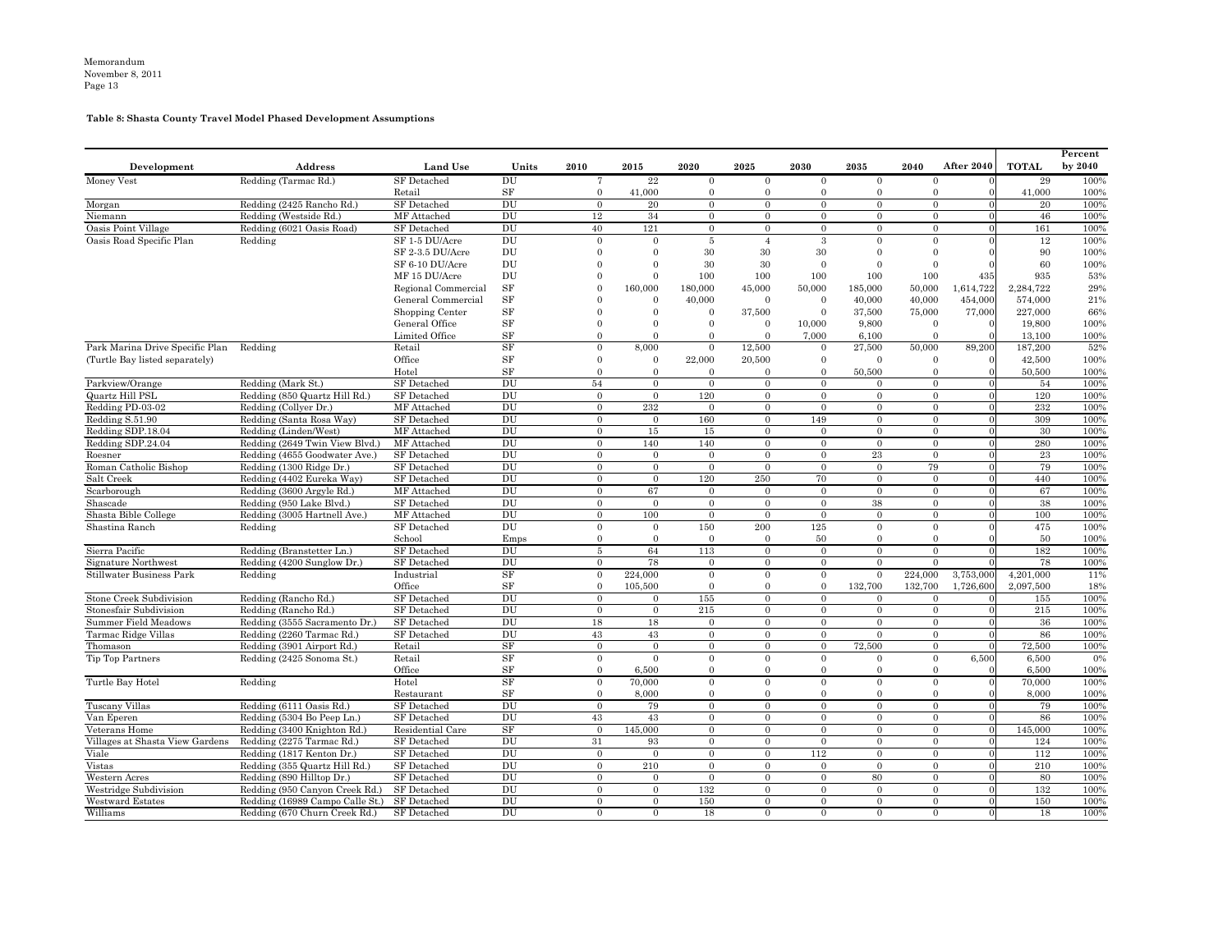**Table 8: Shasta County Travel Model Phased Development Assumptions**

| Development | Address | Land Use | Units | 2010 | 2015 | 2020 | 2025 | 2030 | 2035 | 2040 | After 2040 | TOTAL | Percent by 2040 |
|---|---|---|---|---|---|---|---|---|---|---|---|---|---|
| Money Vest | Redding (Tarmac Rd.) | SF Detached | DU | 7 | 22 | 0 | 0 | 0 | 0 | 0 | 0 | 29 | 100% |
| | | Retail | SF | 0 | 41,000 | 0 | 0 | 0 | 0 | 0 | 0 | 41,000 | 100% |
| Morgan | Redding (2425 Rancho Rd.) | SF Detached | DU | 0 | 20 | 0 | 0 | 0 | 0 | 0 | 0 | 20 | 100% |
| Niemann | Redding (Westside Rd.) | MF Attached | DU | 12 | 34 | 0 | 0 | 0 | 0 | 0 | 0 | 46 | 100% |
| Oasis Point Village | Redding (6021 Oasis Road) | SF Detached | DU | 40 | 121 | 0 | 0 | 0 | 0 | 0 | 0 | 161 | 100% |
| Oasis Road Specific Plan | Redding | SF 1-5 DU/Acre | DU | 0 | 0 | 5 | 4 | 3 | 0 | 0 | 0 | 12 | 100% |
| | | SF 2-3.5 DU/Acre | DU | 0 | 0 | 30 | 30 | 30 | 0 | 0 | 0 | 90 | 100% |
| | | SF 6-10 DU/Acre | DU | 0 | 0 | 30 | 30 | 0 | 0 | 0 | 0 | 60 | 100% |
| | | MF 15 DU/Acre | DU | 0 | 0 | 100 | 100 | 100 | 100 | 100 | 435 | 935 | 53% |
| | | Regional Commercial | SF | 0 | 160,000 | 180,000 | 45,000 | 50,000 | 185,000 | 50,000 | 1,614,722 | 2,284,722 | 29% |
| | | General Commercial | SF | 0 | 0 | 40,000 | 0 | 0 | 40,000 | 40,000 | 454,000 | 574,000 | 21% |
| | | Shopping Center | SF | 0 | 0 | 0 | 37,500 | 0 | 37,500 | 75,000 | 77,000 | 227,000 | 66% |
| | | General Office | SF | 0 | 0 | 0 | 0 | 10,000 | 9,800 | 0 | 0 | 19,800 | 100% |
| | | Limited Office | SF | 0 | 0 | 0 | 0 | 7,000 | 6,100 | 0 | 0 | 13,100 | 100% |
| Park Marina Drive Specific Plan | Redding | Retail | SF | 0 | 8,000 | 0 | 12,500 | 0 | 27,500 | 50,000 | 89,200 | 187,200 | 52% |
| (Turtle Bay listed separately) | | Office | SF | 0 | 0 | 22,000 | 20,500 | 0 | 0 | 0 | 0 | 42,500 | 100% |
| | | Hotel | SF | 0 | 0 | 0 | 0 | 0 | 50,500 | 0 | 0 | 50,500 | 100% |
| Parkview/Orange | Redding (Mark St.) | SF Detached | DU | 54 | 0 | 0 | 0 | 0 | 0 | 0 | 0 | 54 | 100% |
| Quartz Hill PSL | Redding (850 Quartz Hill Rd.) | SF Detached | DU | 0 | 0 | 120 | 0 | 0 | 0 | 0 | 0 | 120 | 100% |
| Redding PD-03-02 | Redding (Collyer Dr.) | MF Attached | DU | 0 | 232 | 0 | 0 | 0 | 0 | 0 | 0 | 232 | 100% |
| Redding S.51.90 | Redding (Santa Rosa Way) | SF Detached | DU | 0 | 0 | 160 | 0 | 149 | 0 | 0 | 0 | 309 | 100% |
| Redding SDP.18.04 | Redding (Linden/West) | MF Attached | DU | 0 | 15 | 15 | 0 | 0 | 0 | 0 | 0 | 30 | 100% |
| Redding SDP.24.04 | Redding (2649 Twin View Blvd.) | MF Attached | DU | 0 | 140 | 140 | 0 | 0 | 0 | 0 | 0 | 280 | 100% |
| Roesner | Redding (4655 Goodwater Ave.) | SF Detached | DU | 0 | 0 | 0 | 0 | 0 | 23 | 0 | 0 | 23 | 100% |
| Roman Catholic Bishop | Redding (1300 Ridge Dr.) | SF Detached | DU | 0 | 0 | 0 | 0 | 0 | 0 | 79 | 0 | 79 | 100% |
| Salt Creek | Redding (4402 Eureka Way) | SF Detached | DU | 0 | 0 | 120 | 250 | 70 | 0 | 0 | 0 | 440 | 100% |
| Scarborough | Redding (3600 Argyle Rd.) | MF Attached | DU | 0 | 67 | 0 | 0 | 0 | 0 | 0 | 0 | 67 | 100% |
| Shascade | Redding (950 Lake Blvd.) | SF Detached | DU | 0 | 0 | 0 | 0 | 0 | 38 | 0 | 0 | 38 | 100% |
| Shasta Bible College | Redding (3005 Hartnell Ave.) | MF Attached | DU | 0 | 100 | 0 | 0 | 0 | 0 | 0 | 0 | 100 | 100% |
| Shastina Ranch | Redding | SF Detached | DU | 0 | 0 | 150 | 200 | 125 | 0 | 0 | 0 | 475 | 100% |
| | | School | Emps | 0 | 0 | 0 | 0 | 50 | 0 | 0 | 0 | 50 | 100% |
| Sierra Pacific | Redding (Branstetter Ln.) | SF Detached | DU | 5 | 64 | 113 | 0 | 0 | 0 | 0 | 0 | 182 | 100% |
| Signature Northwest | Redding (4200 Sunglow Dr.) | SF Detached | DU | 0 | 78 | 0 | 0 | 0 | 0 | 0 | 0 | 78 | 100% |
| Stillwater Business Park | Redding | Industrial | SF | 0 | 224,000 | 0 | 0 | 0 | 0 | 224,000 | 3,753,000 | 4,201,000 | 11% |
| | | Office | SF | 0 | 105,500 | 0 | 0 | 0 | 132,700 | 132,700 | 1,726,600 | 2,097,500 | 18% |
| Stone Creek Subdivision | Redding (Rancho Rd.) | SF Detached | DU | 0 | 0 | 155 | 0 | 0 | 0 | 0 | 0 | 155 | 100% |
| Stonesfair Subdivision | Redding (Rancho Rd.) | SF Detached | DU | 0 | 0 | 215 | 0 | 0 | 0 | 0 | 0 | 215 | 100% |
| Summer Field Meadows | Redding (3555 Sacramento Dr.) | SF Detached | DU | 18 | 18 | 0 | 0 | 0 | 0 | 0 | 0 | 36 | 100% |
| Tarmac Ridge Villas | Redding (2260 Tarmac Rd.) | SF Detached | DU | 43 | 43 | 0 | 0 | 0 | 0 | 0 | 0 | 86 | 100% |
| Thomason | Redding (3901 Airport Rd.) | Retail | SF | 0 | 0 | 0 | 0 | 0 | 72,500 | 0 | 0 | 72,500 | 100% |
| Tip Top Partners | Redding (2425 Sonoma St.) | Retail | SF | 0 | 0 | 0 | 0 | 0 | 0 | 0 | 6,500 | 6,500 | 0% |
| | | Office | SF | 0 | 6,500 | 0 | 0 | 0 | 0 | 0 | 0 | 6,500 | 100% |
| Turtle Bay Hotel | Redding | Hotel | SF | 0 | 70,000 | 0 | 0 | 0 | 0 | 0 | 0 | 70,000 | 100% |
| | | Restaurant | SF | 0 | 8,000 | 0 | 0 | 0 | 0 | 0 | 0 | 8,000 | 100% |
| Tuscany Villas | Redding (6111 Oasis Rd.) | SF Detached | DU | 0 | 79 | 0 | 0 | 0 | 0 | 0 | 0 | 79 | 100% |
| Van Eperen | Redding (5304 Bo Peep Ln.) | SF Detached | DU | 43 | 43 | 0 | 0 | 0 | 0 | 0 | 0 | 86 | 100% |
| Veterans Home | Redding (3400 Knighton Rd.) | Residential Care | SF | 0 | 145,000 | 0 | 0 | 0 | 0 | 0 | 0 | 145,000 | 100% |
| Villages at Shasta View Gardens | Redding (2275 Tarmac Rd.) | SF Detached | DU | 31 | 93 | 0 | 0 | 0 | 0 | 0 | 0 | 124 | 100% |
| Viale | Redding (1817 Kenton Dr.) | SF Detached | DU | 0 | 0 | 0 | 0 | 112 | 0 | 0 | 0 | 112 | 100% |
| Vistas | Redding (355 Quartz Hill Rd.) | SF Detached | DU | 0 | 210 | 0 | 0 | 0 | 0 | 0 | 0 | 210 | 100% |
| Western Acres | Redding (890 Hilltop Dr.) | SF Detached | DU | 0 | 0 | 0 | 0 | 0 | 80 | 0 | 0 | 80 | 100% |
| Westridge Subdivision | Redding (950 Canyon Creek Rd.) | SF Detached | DU | 0 | 0 | 132 | 0 | 0 | 0 | 0 | 0 | 132 | 100% |
| Westward Estates | Redding (16989 Campo Calle St.) | SF Detached | DU | 0 | 0 | 150 | 0 | 0 | 0 | 0 | 0 | 150 | 100% |
| Williams | Redding (670 Churn Creek Rd.) | SF Detached | DU | 0 | 0 | 18 | 0 | 0 | 0 | 0 | 0 | 18 | 100% |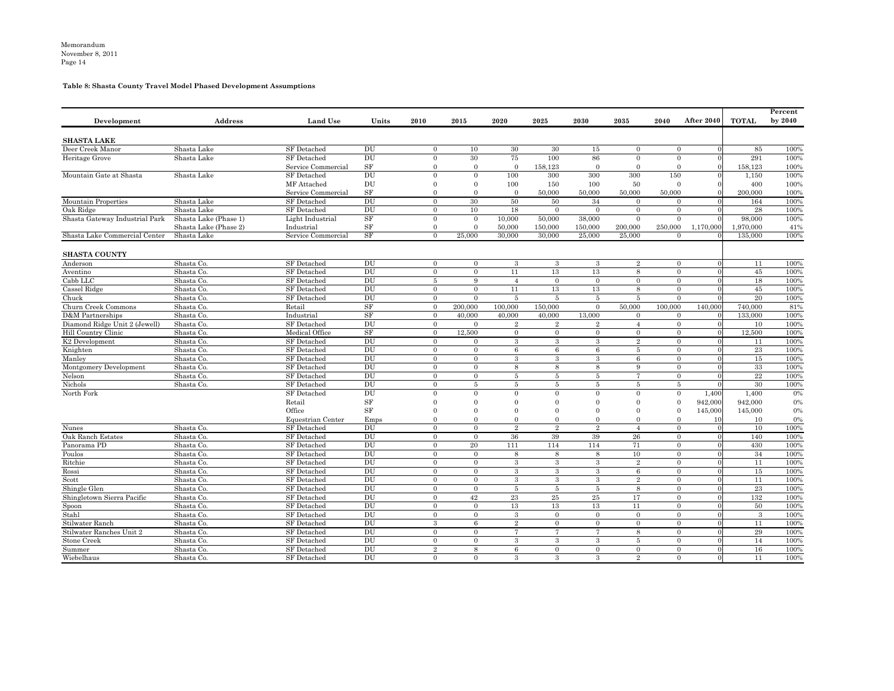Memorandum
November 8, 2011
Page 14

**Table 8: Shasta County Travel Model Phased Development Assumptions**

| Development | Address | Land Use | Units | 2010 | 2015 | 2020 | 2025 | 2030 | 2035 | 2040 | After 2040 | TOTAL | Percent by 2040 |
|---|---|---|---|---|---|---|---|---|---|---|---|---|---|
| **SHASTA LAKE** | | | | | | | | | | | | | |
| Deer Creek Manor | Shasta Lake | SF Detached | DU | 0 | 10 | 30 | 30 | 15 | 0 | 0 | 0 | 85 | 100% |
| Heritage Grove | Shasta Lake | SF Detached | DU | 0 | 30 | 75 | 100 | 86 | 0 | 0 | 0 | 291 | 100% |
| | | Service Commercial | SF | 0 | 0 | 0 | 158,123 | 0 | 0 | 0 | 0 | 158,123 | 100% |
| Mountain Gate at Shasta | Shasta Lake | SF Detached | DU | 0 | 0 | 100 | 300 | 300 | 300 | 150 | 0 | 1,150 | 100% |
| | | MF Attached | DU | 0 | 0 | 100 | 150 | 100 | 50 | 0 | 0 | 400 | 100% |
| | | Service Commercial | SF | 0 | 0 | 0 | 50,000 | 50,000 | 50,000 | 50,000 | 0 | 200,000 | 100% |
| Mountain Properties | Shasta Lake | SF Detached | DU | 0 | 30 | 50 | 50 | 34 | 0 | 0 | 0 | 164 | 100% |
| Oak Ridge | Shasta Lake | SF Detached | DU | 0 | 10 | 18 | 0 | 0 | 0 | 0 | 0 | 28 | 100% |
| Shasta Gateway Industrial Park | Shasta Lake (Phase 1) | Light Industrial | SF | 0 | 0 | 10,000 | 50,000 | 38,000 | 0 | 0 | 0 | 98,000 | 100% |
| | Shasta Lake (Phase 2) | Industrial | SF | 0 | 0 | 50,000 | 150,000 | 150,000 | 200,000 | 250,000 | 1,170,000 | 1,970,000 | 41% |
| Shasta Lake Commercial Center | Shasta Lake | Service Commercial | SF | 0 | 25,000 | 30,000 | 30,000 | 25,000 | 25,000 | 0 | 0 | 135,000 | 100% |
| **SHASTA COUNTY** | | | | | | | | | | | | | |
| Anderson | Shasta Co. | SF Detached | DU | 0 | 0 | 3 | 3 | 3 | 2 | 0 | 0 | 11 | 100% |
| Aventino | Shasta Co. | SF Detached | DU | 0 | 0 | 11 | 13 | 13 | 8 | 0 | 0 | 45 | 100% |
| Cabb LLC | Shasta Co. | SF Detached | DU | 5 | 9 | 4 | 0 | 0 | 0 | 0 | 0 | 18 | 100% |
| Cassel Ridge | Shasta Co. | SF Detached | DU | 0 | 0 | 11 | 13 | 13 | 8 | 0 | 0 | 45 | 100% |
| Chuck | Shasta Co. | SF Detached | DU | 0 | 0 | 5 | 5 | 5 | 5 | 0 | 0 | 20 | 100% |
| Churn Creek Commons | Shasta Co. | Retail | SF | 0 | 200,000 | 100,000 | 150,000 | 0 | 50,000 | 100,000 | 140,000 | 740,000 | 81% |
| D&M Partnerships | Shasta Co. | Industrial | SF | 0 | 40,000 | 40,000 | 40,000 | 13,000 | 0 | 0 | 0 | 133,000 | 100% |
| Diamond Ridge Unit 2 (Jewell) | Shasta Co. | SF Detached | DU | 0 | 0 | 2 | 2 | 2 | 4 | 0 | 0 | 10 | 100% |
| Hill Country Clinic | Shasta Co. | Medical Office | SF | 0 | 12,500 | 0 | 0 | 0 | 0 | 0 | 0 | 12,500 | 100% |
| K2 Development | Shasta Co. | SF Detached | DU | 0 | 0 | 3 | 3 | 3 | 2 | 0 | 0 | 11 | 100% |
| Knighten | Shasta Co. | SF Detached | DU | 0 | 0 | 6 | 6 | 6 | 5 | 0 | 0 | 23 | 100% |
| Manley | Shasta Co. | SF Detached | DU | 0 | 0 | 3 | 3 | 3 | 6 | 0 | 0 | 15 | 100% |
| Montgomery Development | Shasta Co. | SF Detached | DU | 0 | 0 | 8 | 8 | 8 | 9 | 0 | 0 | 33 | 100% |
| Nelson | Shasta Co. | SF Detached | DU | 0 | 0 | 5 | 5 | 5 | 7 | 0 | 0 | 22 | 100% |
| Nichols | Shasta Co. | SF Detached | DU | 0 | 5 | 5 | 5 | 5 | 5 | 5 | 0 | 30 | 100% |
| North Fork | | SF Detached | DU | 0 | 0 | 0 | 0 | 0 | 0 | 0 | 1,400 | 1,400 | 0% |
| | | Retail | SF | 0 | 0 | 0 | 0 | 0 | 0 | 0 | 942,000 | 942,000 | 0% |
| | | Office | SF | 0 | 0 | 0 | 0 | 0 | 0 | 0 | 145,000 | 145,000 | 0% |
| | | Equestrian Center | Emps | 0 | 0 | 0 | 0 | 0 | 0 | 0 | 10 | 10 | 0% |
| Nunes | Shasta Co. | SF Detached | DU | 0 | 0 | 2 | 2 | 2 | 4 | 0 | 0 | 10 | 100% |
| Oak Ranch Estates | Shasta Co. | SF Detached | DU | 0 | 0 | 36 | 39 | 39 | 26 | 0 | 0 | 140 | 100% |
| Panorama PD | Shasta Co. | SF Detached | DU | 0 | 20 | 111 | 114 | 114 | 71 | 0 | 0 | 430 | 100% |
| Poulos | Shasta Co. | SF Detached | DU | 0 | 0 | 8 | 8 | 8 | 10 | 0 | 0 | 34 | 100% |
| Ritchie | Shasta Co. | SF Detached | DU | 0 | 0 | 3 | 3 | 3 | 2 | 0 | 0 | 11 | 100% |
| Rossi | Shasta Co. | SF Detached | DU | 0 | 0 | 3 | 3 | 3 | 6 | 0 | 0 | 15 | 100% |
| Scott | Shasta Co. | SF Detached | DU | 0 | 0 | 3 | 3 | 3 | 2 | 0 | 0 | 11 | 100% |
| Shingle Glen | Shasta Co. | SF Detached | DU | 0 | 0 | 5 | 5 | 5 | 8 | 0 | 0 | 23 | 100% |
| Shingletown Sierra Pacific | Shasta Co. | SF Detached | DU | 0 | 42 | 23 | 25 | 25 | 17 | 0 | 0 | 132 | 100% |
| Spoon | Shasta Co. | SF Detached | DU | 0 | 0 | 13 | 13 | 13 | 11 | 0 | 0 | 50 | 100% |
| Stahl | Shasta Co. | SF Detached | DU | 0 | 0 | 3 | 0 | 0 | 0 | 0 | 0 | 3 | 100% |
| Stilwater Ranch | Shasta Co. | SF Detached | DU | 3 | 6 | 2 | 0 | 0 | 0 | 0 | 0 | 11 | 100% |
| Stilwater Ranches Unit 2 | Shasta Co. | SF Detached | DU | 0 | 0 | 7 | 7 | 7 | 8 | 0 | 0 | 29 | 100% |
| Stone Creek | Shasta Co. | SF Detached | DU | 0 | 0 | 3 | 3 | 3 | 5 | 0 | 0 | 14 | 100% |
| Summer | Shasta Co. | SF Detached | DU | 2 | 8 | 6 | 0 | 0 | 0 | 0 | 0 | 16 | 100% |
| Wiebelhaus | Shasta Co. | SF Detached | DU | 0 | 0 | 3 | 3 | 3 | 2 | 0 | 0 | 11 | 100% |